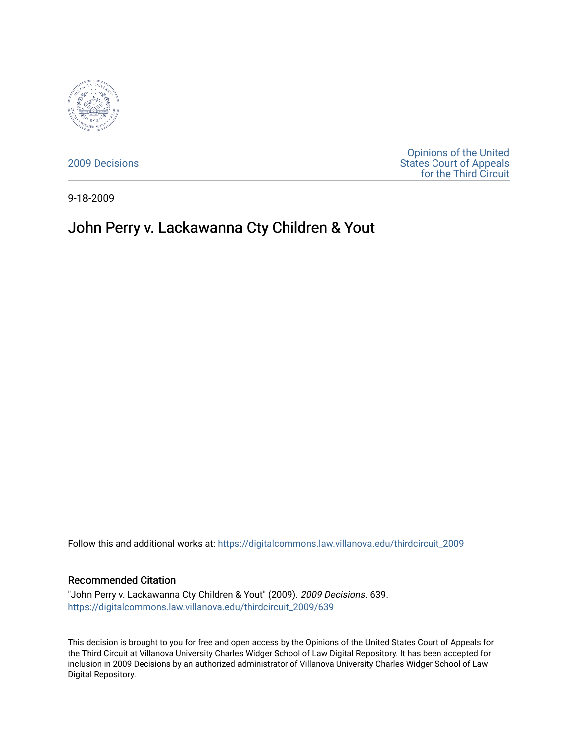2009 Decisions

Opinions of the United States Court of Appeals for the Third Circuit

9-18-2009

# John Perry v. Lackawanna Cty Children & Yout

Follow this and additional works at: https://digitalcommons.law.villanova.edu/thirdcircuit_2009

### Recommended Citation

"John Perry v. Lackawanna Cty Children & Yout" (2009). *2009 Decisions*. 639.
https://digitalcommons.law.villanova.edu/thirdcircuit_2009/639

This decision is brought to you for free and open access by the Opinions of the United States Court of Appeals for the Third Circuit at Villanova University Charles Widger School of Law Digital Repository. It has been accepted for inclusion in 2009 Decisions by an authorized administrator of Villanova University Charles Widger School of Law Digital Repository.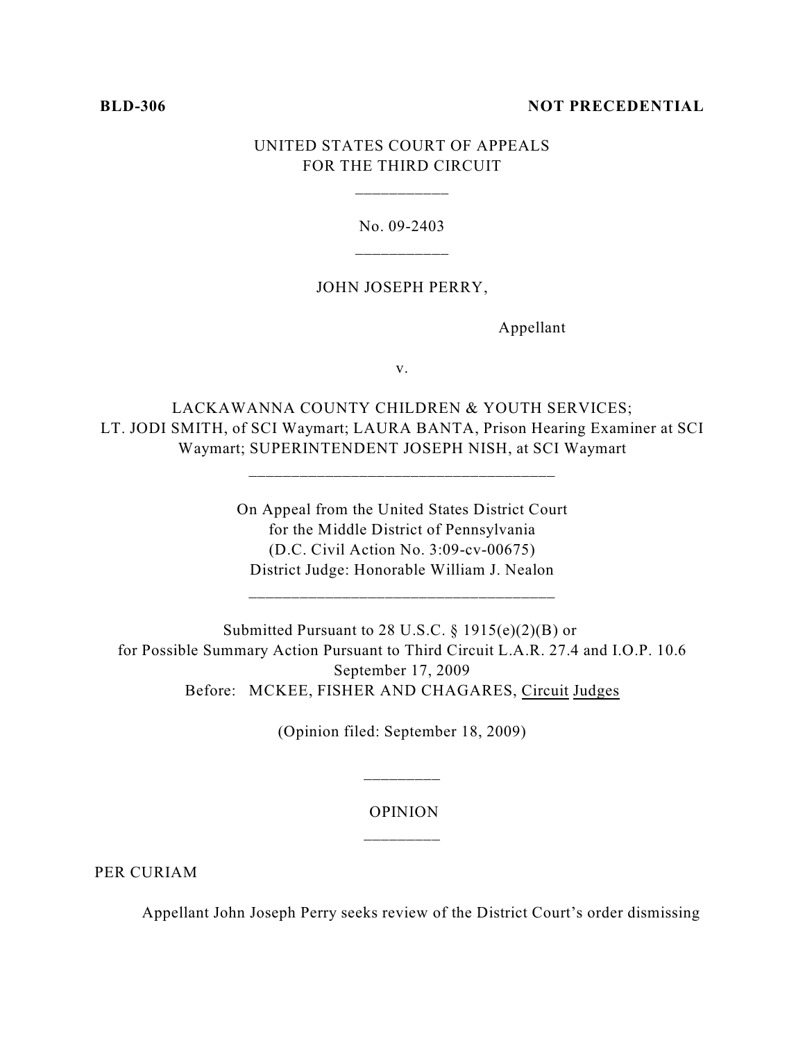**BLD-306** **NOT PRECEDENTIAL**

UNITED STATES COURT OF APPEALS
FOR THE THIRD CIRCUIT

\_\_\_\_\_\_\_\_\_\_\_

No. 09-2403

\_\_\_\_\_\_\_\_\_\_\_

JOHN JOSEPH PERRY,

Appellant

v.

LACKAWANNA COUNTY CHILDREN & YOUTH SERVICES;
LT. JODI SMITH, of SCI Waymart; LAURA BANTA, Prison Hearing Examiner at SCI Waymart; SUPERINTENDENT JOSEPH NISH, at SCI Waymart

\_\_\_\_\_\_\_\_\_\_\_\_\_\_\_\_\_\_\_\_\_\_\_\_\_\_\_\_\_\_\_\_\_\_\_\_

On Appeal from the United States District Court
for the Middle District of Pennsylvania
(D.C. Civil Action No. 3:09-cv-00675)
District Judge: Honorable William J. Nealon

\_\_\_\_\_\_\_\_\_\_\_\_\_\_\_\_\_\_\_\_\_\_\_\_\_\_\_\_\_\_\_\_\_\_\_\_

Submitted Pursuant to 28 U.S.C. § 1915(e)(2)(B) or
for Possible Summary Action Pursuant to Third Circuit L.A.R. 27.4 and I.O.P. 10.6
September 17, 2009
Before: MCKEE, FISHER AND CHAGARES, Circuit Judges

(Opinion filed: September 18, 2009)

\_\_\_\_\_\_\_\_\_

OPINION

\_\_\_\_\_\_\_\_\_

PER CURIAM

Appellant John Joseph Perry seeks review of the District Court's order dismissing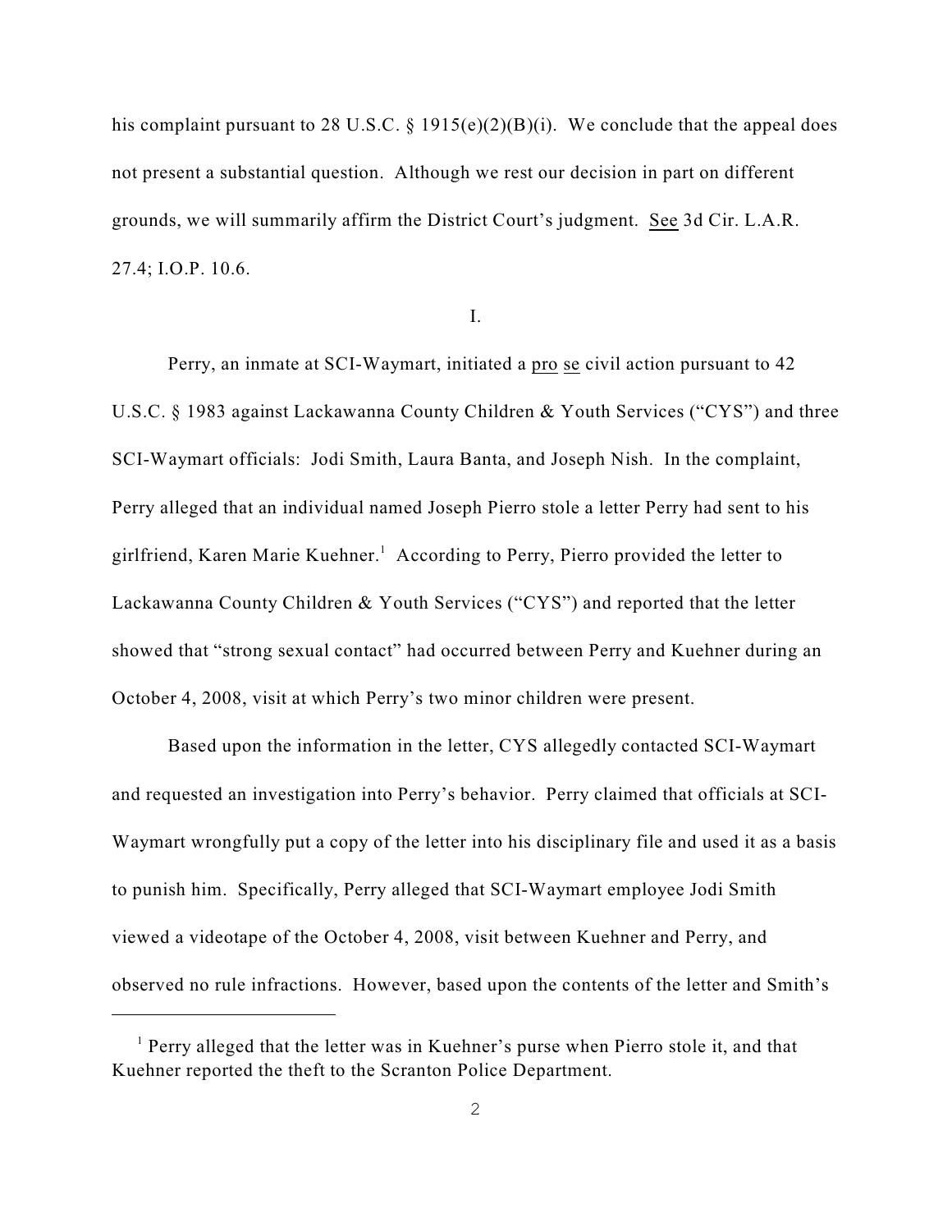his complaint pursuant to 28 U.S.C. § 1915(e)(2)(B)(i). We conclude that the appeal does not present a substantial question. Although we rest our decision in part on different grounds, we will summarily affirm the District Court's judgment. See 3d Cir. L.A.R. 27.4; I.O.P. 10.6.

I.

Perry, an inmate at SCI-Waymart, initiated a pro se civil action pursuant to 42 U.S.C. § 1983 against Lackawanna County Children & Youth Services ("CYS") and three SCI-Waymart officials: Jodi Smith, Laura Banta, and Joseph Nish. In the complaint, Perry alleged that an individual named Joseph Pierro stole a letter Perry had sent to his girlfriend, Karen Marie Kuehner.[1] According to Perry, Pierro provided the letter to Lackawanna County Children & Youth Services ("CYS") and reported that the letter showed that "strong sexual contact" had occurred between Perry and Kuehner during an October 4, 2008, visit at which Perry's two minor children were present.

Based upon the information in the letter, CYS allegedly contacted SCI-Waymart and requested an investigation into Perry's behavior. Perry claimed that officials at SCI-Waymart wrongfully put a copy of the letter into his disciplinary file and used it as a basis to punish him. Specifically, Perry alleged that SCI-Waymart employee Jodi Smith viewed a videotape of the October 4, 2008, visit between Kuehner and Perry, and observed no rule infractions. However, based upon the contents of the letter and Smith's

[1] Perry alleged that the letter was in Kuehner's purse when Pierro stole it, and that Kuehner reported the theft to the Scranton Police Department.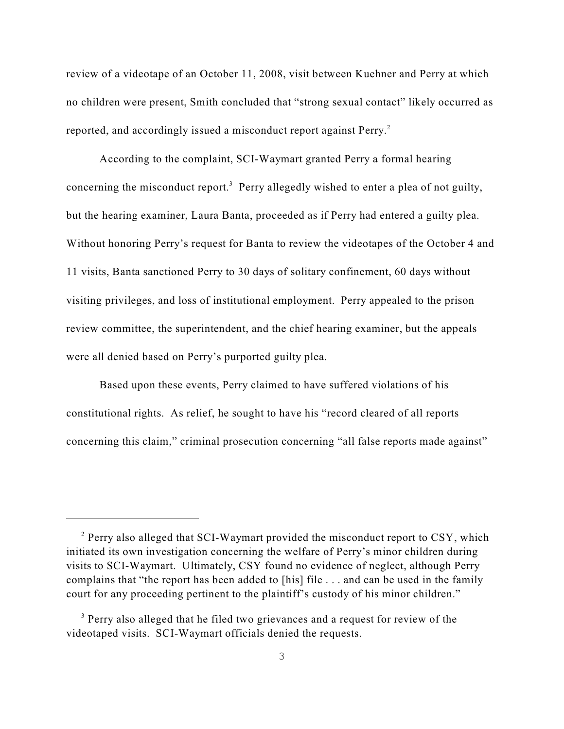review of a videotape of an October 11, 2008, visit between Kuehner and Perry at which no children were present, Smith concluded that "strong sexual contact" likely occurred as reported, and accordingly issued a misconduct report against Perry.[2]

According to the complaint, SCI-Waymart granted Perry a formal hearing concerning the misconduct report.[3] Perry allegedly wished to enter a plea of not guilty, but the hearing examiner, Laura Banta, proceeded as if Perry had entered a guilty plea. Without honoring Perry's request for Banta to review the videotapes of the October 4 and 11 visits, Banta sanctioned Perry to 30 days of solitary confinement, 60 days without visiting privileges, and loss of institutional employment. Perry appealed to the prison review committee, the superintendent, and the chief hearing examiner, but the appeals were all denied based on Perry's purported guilty plea.

Based upon these events, Perry claimed to have suffered violations of his constitutional rights. As relief, he sought to have his "record cleared of all reports concerning this claim," criminal prosecution concerning "all false reports made against"

---

[2] Perry also alleged that SCI-Waymart provided the misconduct report to CSY, which initiated its own investigation concerning the welfare of Perry's minor children during visits to SCI-Waymart. Ultimately, CSY found no evidence of neglect, although Perry complains that "the report has been added to [his] file . . . and can be used in the family court for any proceeding pertinent to the plaintiff's custody of his minor children."

[3] Perry also alleged that he filed two grievances and a request for review of the videotaped visits. SCI-Waymart officials denied the requests.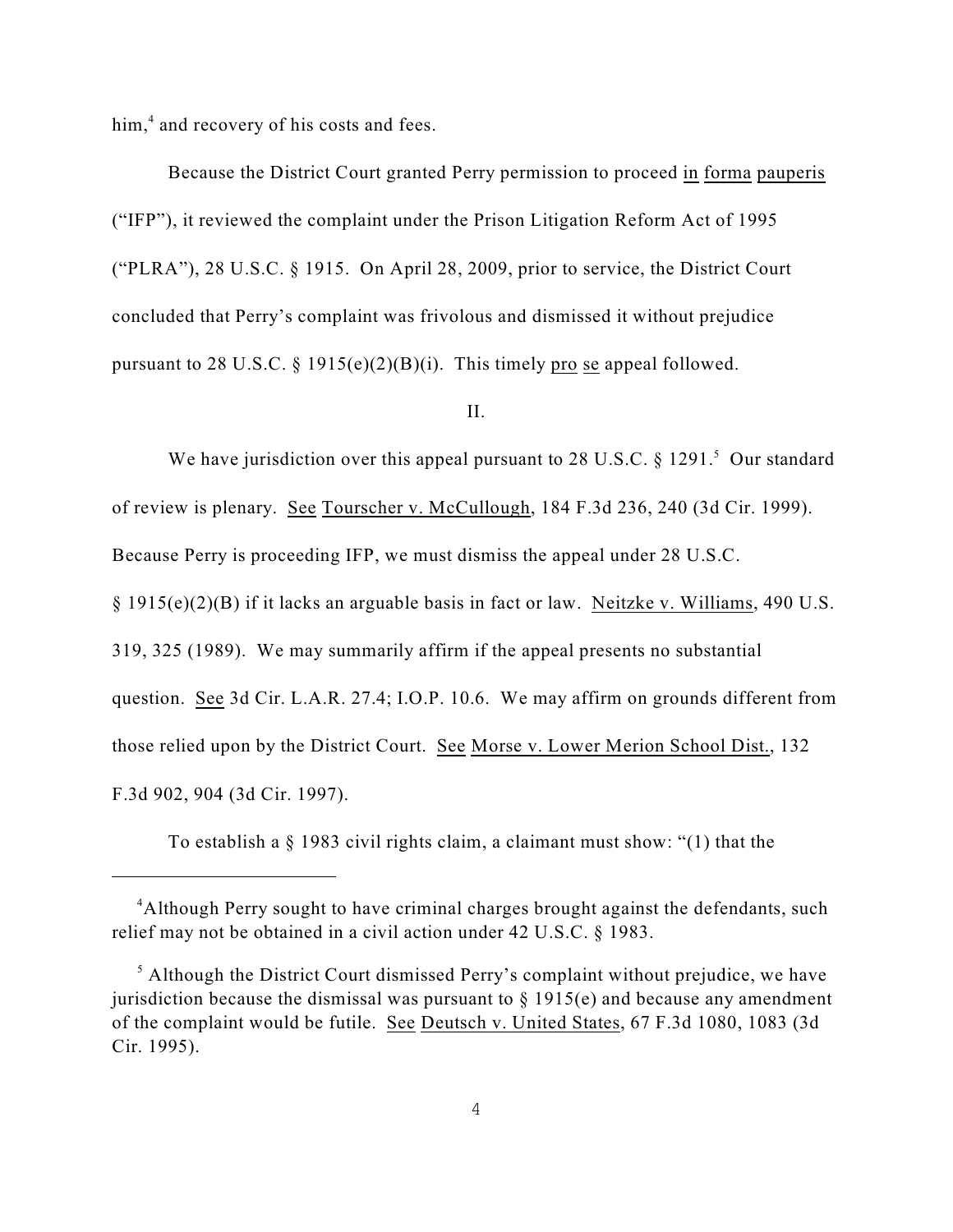him,[4] and recovery of his costs and fees.

Because the District Court granted Perry permission to proceed in forma pauperis ("IFP"), it reviewed the complaint under the Prison Litigation Reform Act of 1995 ("PLRA"), 28 U.S.C. § 1915. On April 28, 2009, prior to service, the District Court concluded that Perry's complaint was frivolous and dismissed it without prejudice pursuant to 28 U.S.C. § 1915(e)(2)(B)(i). This timely pro se appeal followed.

## II.

We have jurisdiction over this appeal pursuant to 28 U.S.C. § 1291.[5] Our standard of review is plenary. See Tourscher v. McCullough, 184 F.3d 236, 240 (3d Cir. 1999). Because Perry is proceeding IFP, we must dismiss the appeal under 28 U.S.C. § 1915(e)(2)(B) if it lacks an arguable basis in fact or law. Neitzke v. Williams, 490 U.S. 319, 325 (1989). We may summarily affirm if the appeal presents no substantial question. See 3d Cir. L.A.R. 27.4; I.O.P. 10.6. We may affirm on grounds different from those relied upon by the District Court. See Morse v. Lower Merion School Dist., 132 F.3d 902, 904 (3d Cir. 1997).

To establish a § 1983 civil rights claim, a claimant must show: "(1) that the

---

[4] Although Perry sought to have criminal charges brought against the defendants, such relief may not be obtained in a civil action under 42 U.S.C. § 1983.

[5] Although the District Court dismissed Perry's complaint without prejudice, we have jurisdiction because the dismissal was pursuant to § 1915(e) and because any amendment of the complaint would be futile. See Deutsch v. United States, 67 F.3d 1080, 1083 (3d Cir. 1995).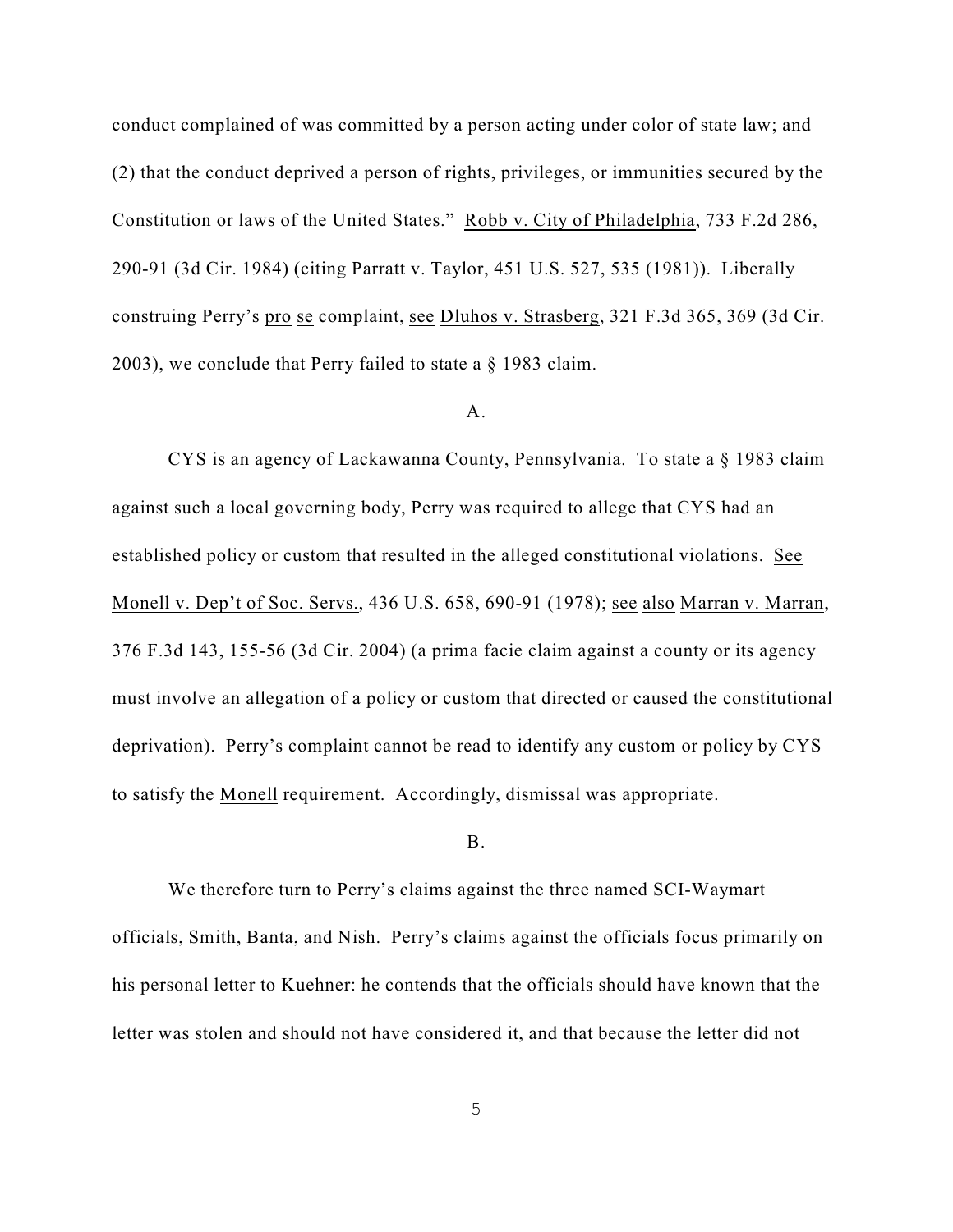conduct complained of was committed by a person acting under color of state law; and (2) that the conduct deprived a person of rights, privileges, or immunities secured by the Constitution or laws of the United States." Robb v. City of Philadelphia, 733 F.2d 286, 290-91 (3d Cir. 1984) (citing Parratt v. Taylor, 451 U.S. 527, 535 (1981)). Liberally construing Perry's pro se complaint, see Dluhos v. Strasberg, 321 F.3d 365, 369 (3d Cir. 2003), we conclude that Perry failed to state a § 1983 claim.

A.

CYS is an agency of Lackawanna County, Pennsylvania. To state a § 1983 claim against such a local governing body, Perry was required to allege that CYS had an established policy or custom that resulted in the alleged constitutional violations. See Monell v. Dep't of Soc. Servs., 436 U.S. 658, 690-91 (1978); see also Marran v. Marran, 376 F.3d 143, 155-56 (3d Cir. 2004) (a prima facie claim against a county or its agency must involve an allegation of a policy or custom that directed or caused the constitutional deprivation). Perry's complaint cannot be read to identify any custom or policy by CYS to satisfy the Monell requirement. Accordingly, dismissal was appropriate.

B.

We therefore turn to Perry's claims against the three named SCI-Waymart officials, Smith, Banta, and Nish. Perry's claims against the officials focus primarily on his personal letter to Kuehner: he contends that the officials should have known that the letter was stolen and should not have considered it, and that because the letter did not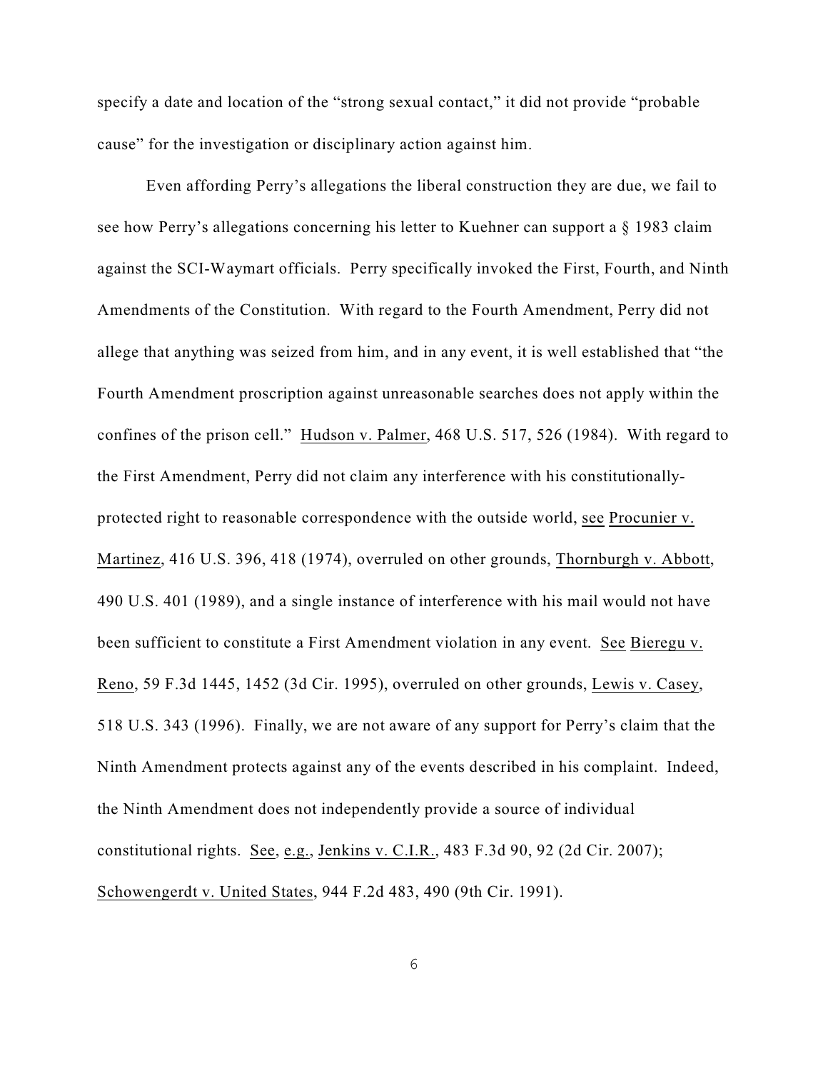specify a date and location of the "strong sexual contact," it did not provide "probable cause" for the investigation or disciplinary action against him.

Even affording Perry's allegations the liberal construction they are due, we fail to see how Perry's allegations concerning his letter to Kuehner can support a § 1983 claim against the SCI-Waymart officials. Perry specifically invoked the First, Fourth, and Ninth Amendments of the Constitution. With regard to the Fourth Amendment, Perry did not allege that anything was seized from him, and in any event, it is well established that "the Fourth Amendment proscription against unreasonable searches does not apply within the confines of the prison cell." Hudson v. Palmer, 468 U.S. 517, 526 (1984). With regard to the First Amendment, Perry did not claim any interference with his constitutionally-protected right to reasonable correspondence with the outside world, see Procunier v. Martinez, 416 U.S. 396, 418 (1974), overruled on other grounds, Thornburgh v. Abbott, 490 U.S. 401 (1989), and a single instance of interference with his mail would not have been sufficient to constitute a First Amendment violation in any event. See Bieregu v. Reno, 59 F.3d 1445, 1452 (3d Cir. 1995), overruled on other grounds, Lewis v. Casey, 518 U.S. 343 (1996). Finally, we are not aware of any support for Perry's claim that the Ninth Amendment protects against any of the events described in his complaint. Indeed, the Ninth Amendment does not independently provide a source of individual constitutional rights. See, e.g., Jenkins v. C.I.R., 483 F.3d 90, 92 (2d Cir. 2007); Schowengerdt v. United States, 944 F.2d 483, 490 (9th Cir. 1991).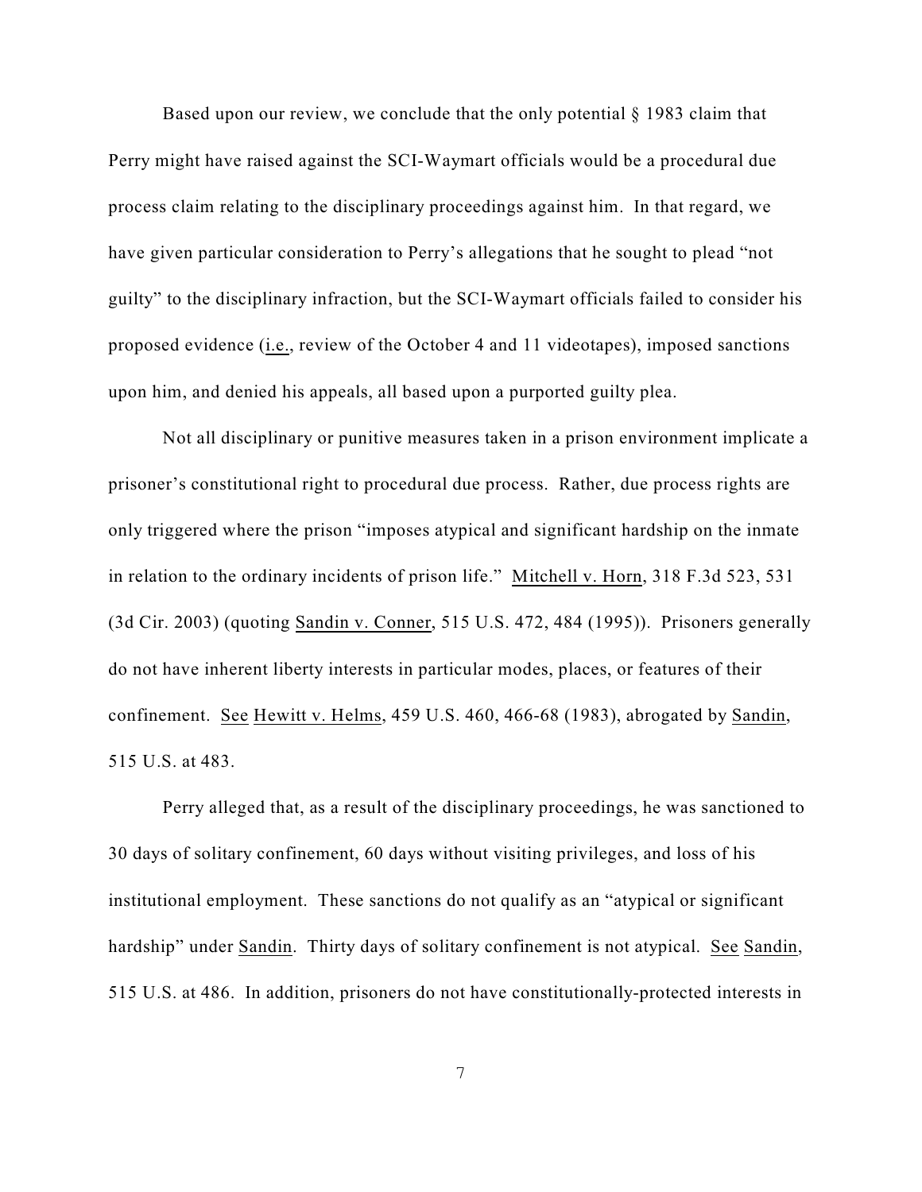Based upon our review, we conclude that the only potential § 1983 claim that Perry might have raised against the SCI-Waymart officials would be a procedural due process claim relating to the disciplinary proceedings against him. In that regard, we have given particular consideration to Perry's allegations that he sought to plead "not guilty" to the disciplinary infraction, but the SCI-Waymart officials failed to consider his proposed evidence (i.e., review of the October 4 and 11 videotapes), imposed sanctions upon him, and denied his appeals, all based upon a purported guilty plea.

Not all disciplinary or punitive measures taken in a prison environment implicate a prisoner's constitutional right to procedural due process. Rather, due process rights are only triggered where the prison "imposes atypical and significant hardship on the inmate in relation to the ordinary incidents of prison life." Mitchell v. Horn, 318 F.3d 523, 531 (3d Cir. 2003) (quoting Sandin v. Conner, 515 U.S. 472, 484 (1995)). Prisoners generally do not have inherent liberty interests in particular modes, places, or features of their confinement. See Hewitt v. Helms, 459 U.S. 460, 466-68 (1983), abrogated by Sandin, 515 U.S. at 483.

Perry alleged that, as a result of the disciplinary proceedings, he was sanctioned to 30 days of solitary confinement, 60 days without visiting privileges, and loss of his institutional employment. These sanctions do not qualify as an "atypical or significant hardship" under Sandin. Thirty days of solitary confinement is not atypical. See Sandin, 515 U.S. at 486. In addition, prisoners do not have constitutionally-protected interests in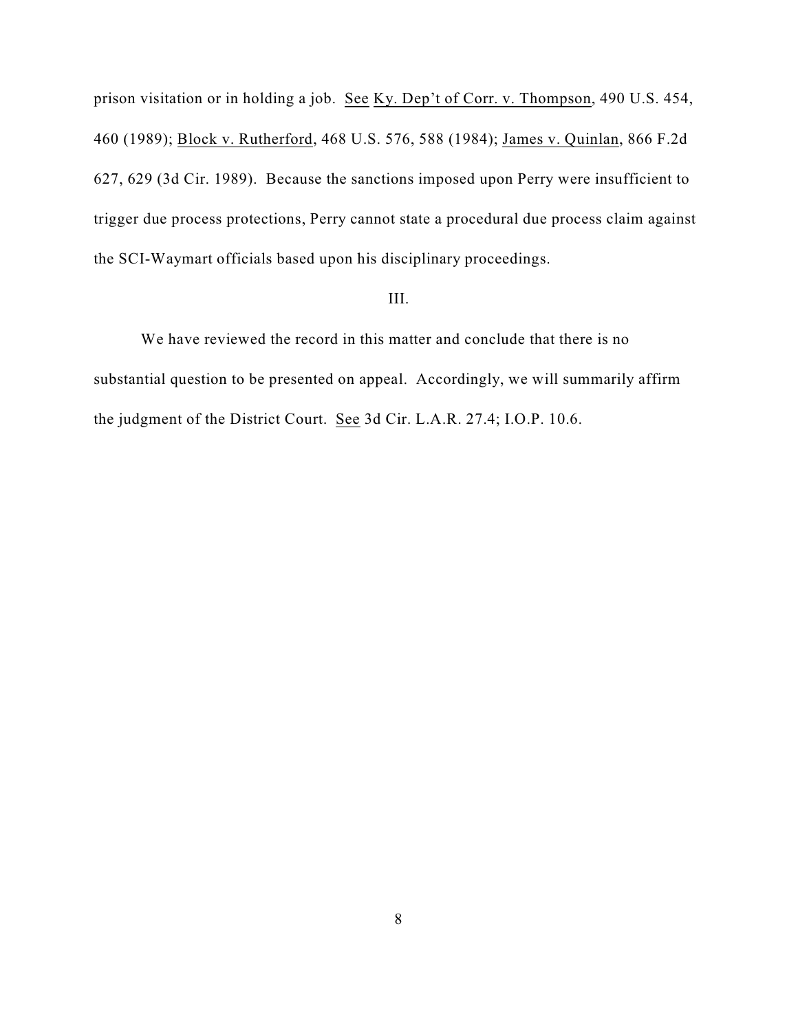prison visitation or in holding a job. See Ky. Dep't of Corr. v. Thompson, 490 U.S. 454, 460 (1989); Block v. Rutherford, 468 U.S. 576, 588 (1984); James v. Quinlan, 866 F.2d 627, 629 (3d Cir. 1989). Because the sanctions imposed upon Perry were insufficient to trigger due process protections, Perry cannot state a procedural due process claim against the SCI-Waymart officials based upon his disciplinary proceedings.

III.

We have reviewed the record in this matter and conclude that there is no substantial question to be presented on appeal. Accordingly, we will summarily affirm the judgment of the District Court. See 3d Cir. L.A.R. 27.4; I.O.P. 10.6.